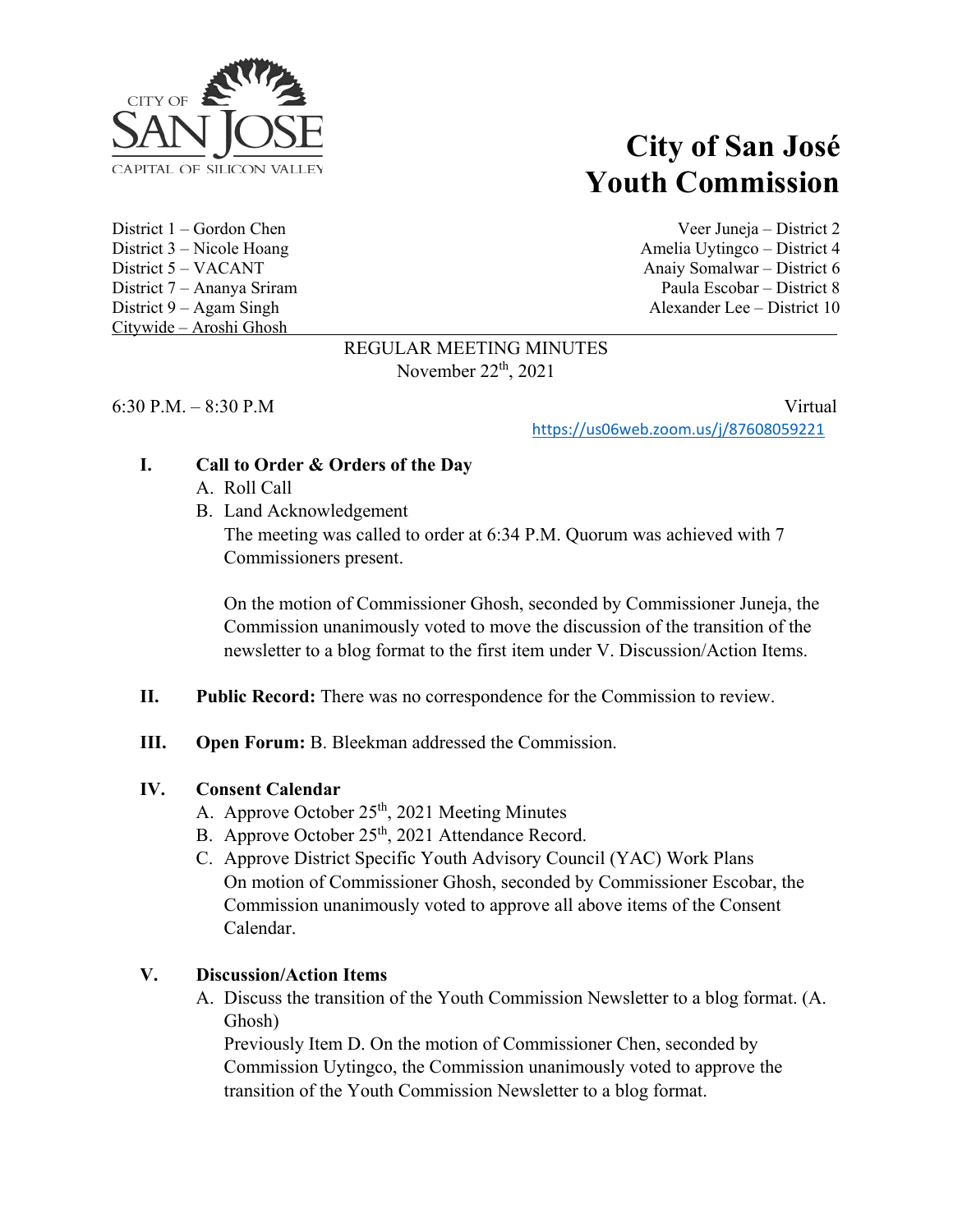CITY OF SAN JOSE
CAPITAL OF SILICON VALLEY

# City of San José Youth Commission

District 1 – Gordon Chen
Veer Juneja – District 2
District 3 – Nicole Hoang
Amelia Uytingco – District 4
District 5 – VACANT
Anaiy Somalwar – District 6
District 7 – Ananya Sriram
Paula Escobar – District 8
District 9 – Agam Singh
Alexander Lee – District 10
Citywide – Aroshi Ghosh

REGULAR MEETING MINUTES
November 22th, 2021

6:30 P.M. – 8:30 P.M

Virtual
https://us06web.zoom.us/j/87608059221

**I. Call to Order & Orders of the Day**

A. Roll Call
B. Land Acknowledgement
The meeting was called to order at 6:34 P.M. Quorum was achieved with 7 Commissioners present.

On the motion of Commissioner Ghosh, seconded by Commissioner Juneja, the Commission unanimously voted to move the discussion of the transition of the newsletter to a blog format to the first item under V. Discussion/Action Items.

**II. Public Record:** There was no correspondence for the Commission to review.

**III. Open Forum:** B. Bleekman addressed the Commission.

**IV. Consent Calendar**

A. Approve October 25th, 2021 Meeting Minutes
B. Approve October 25th, 2021 Attendance Record.
C. Approve District Specific Youth Advisory Council (YAC) Work Plans
On motion of Commissioner Ghosh, seconded by Commissioner Escobar, the Commission unanimously voted to approve all above items of the Consent Calendar.

**V. Discussion/Action Items**

A. Discuss the transition of the Youth Commission Newsletter to a blog format. (A. Ghosh)
Previously Item D. On the motion of Commissioner Chen, seconded by Commission Uytingco, the Commission unanimously voted to approve the transition of the Youth Commission Newsletter to a blog format.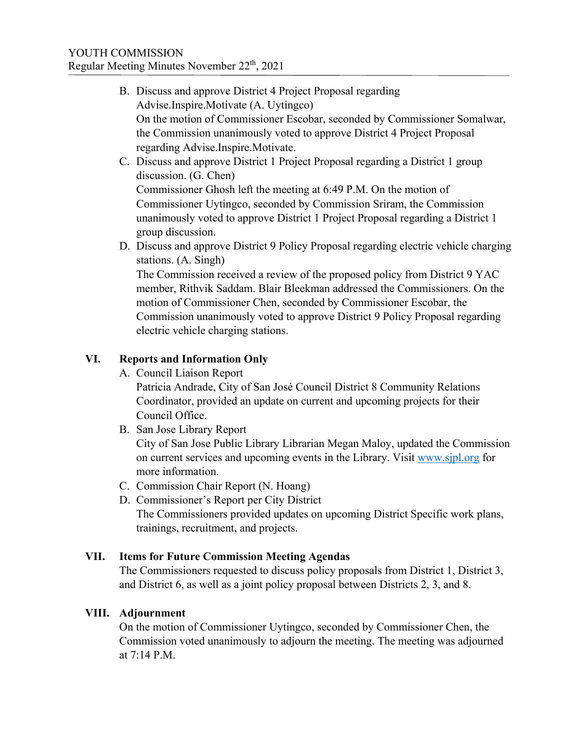B. Discuss and approve District 4 Project Proposal regarding Advise.Inspire.Motivate (A. Uytingco)
   On the motion of Commissioner Escobar, seconded by Commissioner Somalwar, the Commission unanimously voted to approve District 4 Project Proposal regarding Advise.Inspire.Motivate.

C. Discuss and approve District 1 Project Proposal regarding a District 1 group discussion. (G. Chen)
   Commissioner Ghosh left the meeting at 6:49 P.M. On the motion of Commissioner Uytingco, seconded by Commission Sriram, the Commission unanimously voted to approve District 1 Project Proposal regarding a District 1 group discussion.

D. Discuss and approve District 9 Policy Proposal regarding electric vehicle charging stations. (A. Singh)
   The Commission received a review of the proposed policy from District 9 YAC member, Rithvik Saddam. Blair Bleekman addressed the Commissioners. On the motion of Commissioner Chen, seconded by Commissioner Escobar, the Commission unanimously voted to approve District 9 Policy Proposal regarding electric vehicle charging stations.

## VI. Reports and Information Only

A. Council Liaison Report
   Patricia Andrade, City of San José Council District 8 Community Relations Coordinator, provided an update on current and upcoming projects for their Council Office.

B. San Jose Library Report
   City of San Jose Public Library Librarian Megan Maloy, updated the Commission on current services and upcoming events in the Library. Visit www.sjpl.org for more information.

C. Commission Chair Report (N. Hoang)

D. Commissioner's Report per City District
   The Commissioners provided updates on upcoming District Specific work plans, trainings, recruitment, and projects.

## VII. Items for Future Commission Meeting Agendas

The Commissioners requested to discuss policy proposals from District 1, District 3, and District 6, as well as a joint policy proposal between Districts 2, 3, and 8.

## VIII. Adjournment

On the motion of Commissioner Uytingco, seconded by Commissioner Chen, the Commission voted unanimously to adjourn the meeting. The meeting was adjourned at 7:14 P.M.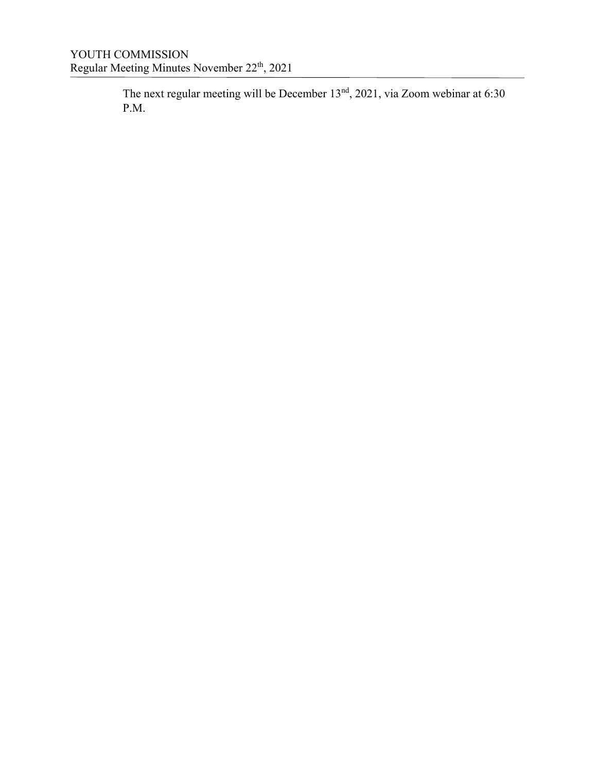The next regular meeting will be December 13nd, 2021, via Zoom webinar at 6:30 P.M.